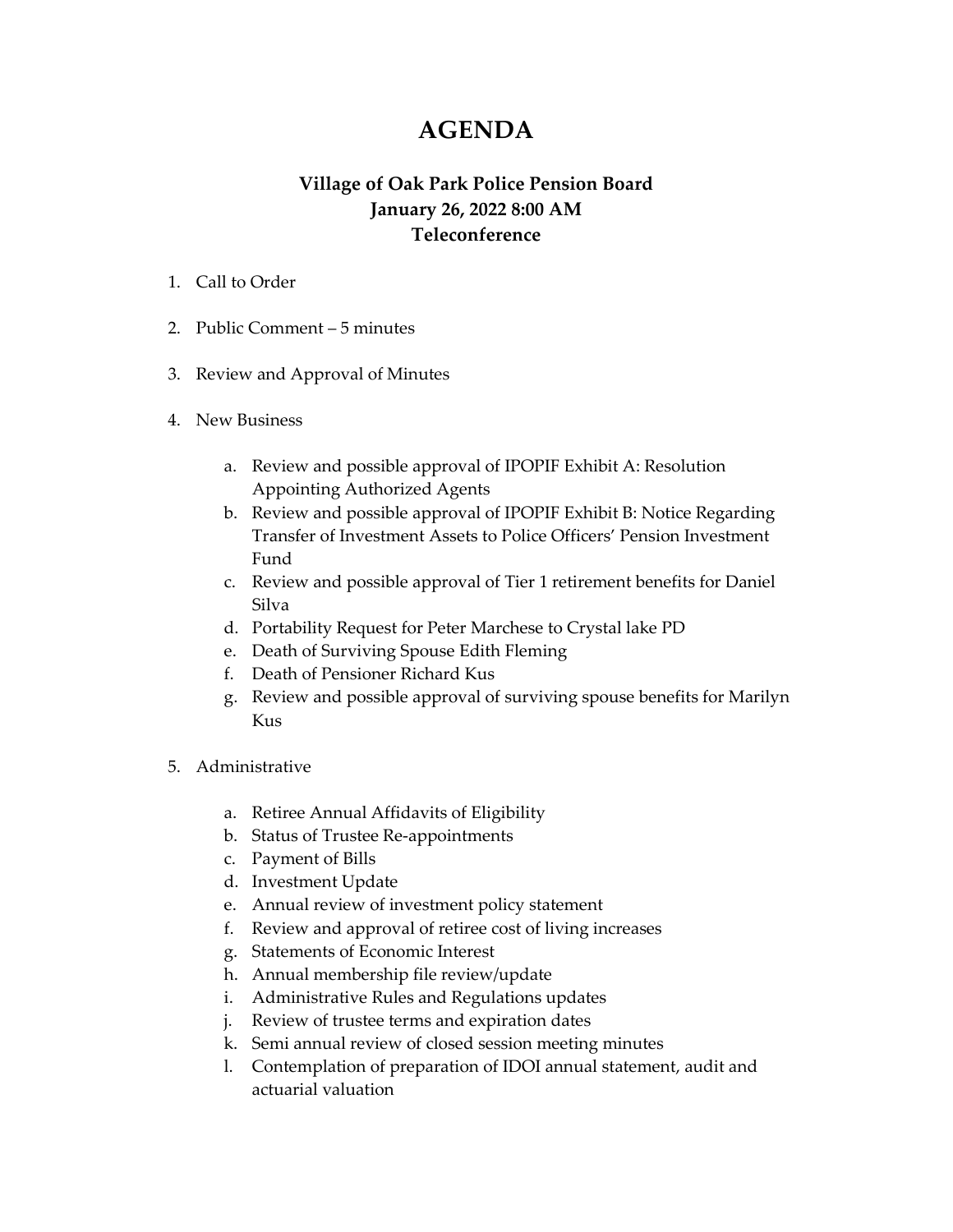# AGENDA

### Village of Oak Park Police Pension Board
### January 26, 2022 8:00 AM
### Teleconference

1. Call to Order

2. Public Comment – 5 minutes

3. Review and Approval of Minutes

4. New Business

   a. Review and possible approval of IPOPIF Exhibit A: Resolution Appointing Authorized Agents
   b. Review and possible approval of IPOPIF Exhibit B: Notice Regarding Transfer of Investment Assets to Police Officers' Pension Investment Fund
   c. Review and possible approval of Tier 1 retirement benefits for Daniel Silva
   d. Portability Request for Peter Marchese to Crystal lake PD
   e. Death of Surviving Spouse Edith Fleming
   f. Death of Pensioner Richard Kus
   g. Review and possible approval of surviving spouse benefits for Marilyn Kus

5. Administrative

   a. Retiree Annual Affidavits of Eligibility
   b. Status of Trustee Re-appointments
   c. Payment of Bills
   d. Investment Update
   e. Annual review of investment policy statement
   f. Review and approval of retiree cost of living increases
   g. Statements of Economic Interest
   h. Annual membership file review/update
   i. Administrative Rules and Regulations updates
   j. Review of trustee terms and expiration dates
   k. Semi annual review of closed session meeting minutes
   l. Contemplation of preparation of IDOI annual statement, audit and actuarial valuation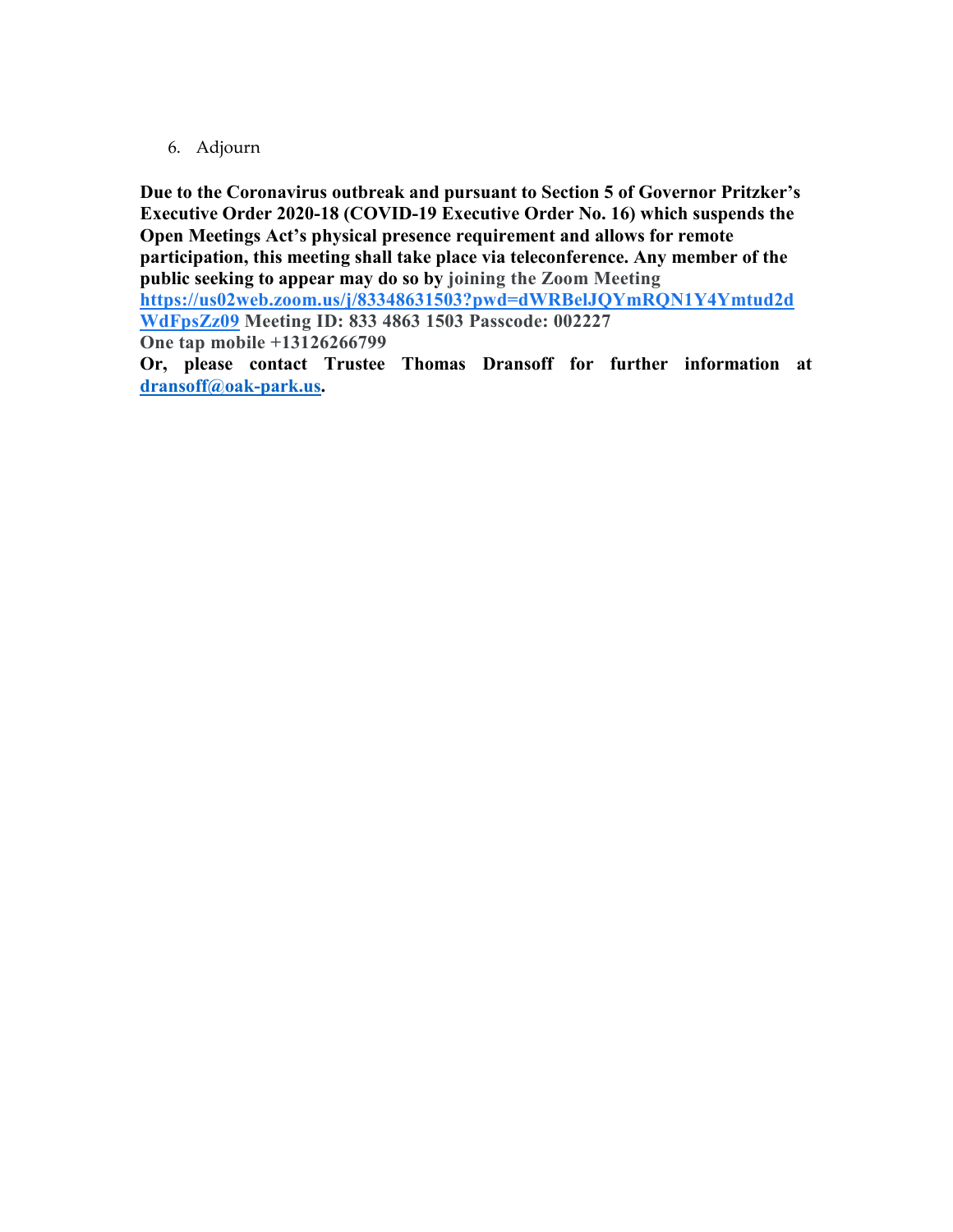6. Adjourn

**Due to the Coronavirus outbreak and pursuant to Section 5 of Governor Pritzker's Executive Order 2020-18 (COVID-19 Executive Order No. 16) which suspends the Open Meetings Act's physical presence requirement and allows for remote participation, this meeting shall take place via teleconference. Any member of the public seeking to appear may do so by joining the Zoom Meeting [https://us02web.zoom.us/j/83348631503?pwd=dWRBelJQYmRQN1Y4Ymtud2dWdFpsZz09](https://us02web.zoom.us/j/83348631503?pwd=dWRBelJQYmRQN1Y4Ymtud2dWdFpsZz09) Meeting ID: 833 4863 1503 Passcode: 002227**
**One tap mobile +13126266799**
**Or, please contact Trustee Thomas Dransoff for further information at [dransoff@oak-park.us](mailto:dransoff@oak-park.us).**